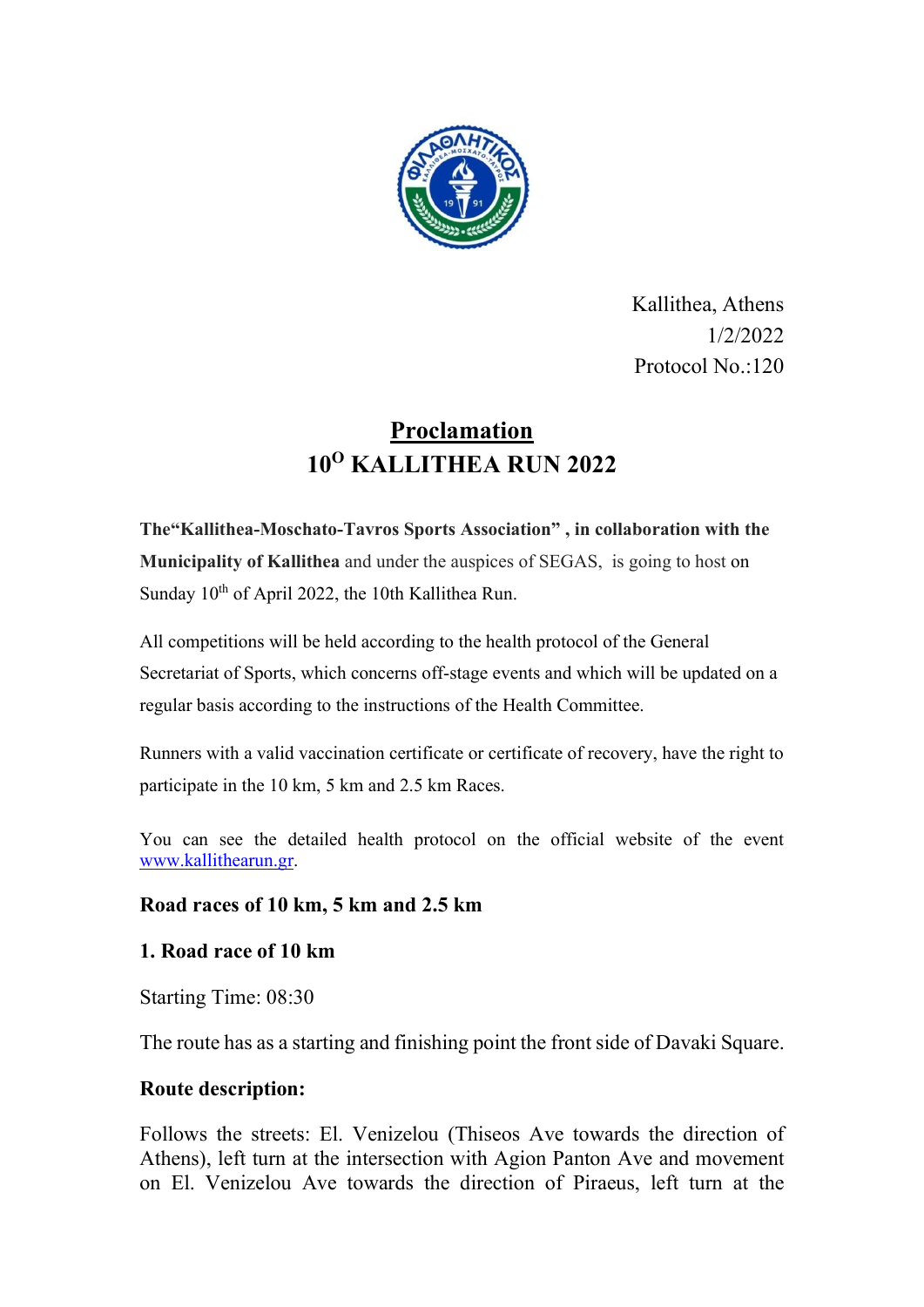Kallithea, Athens
1/2/2022
Protocol No.:120

# Proclamation
# 10$^{O}$ KALLITHEA RUN 2022

**The"Kallithea-Moschato-Tavros Sports Association" , in collaboration with the Municipality of Kallithea** and under the auspices of SEGAS, is going to host on Sunday 10$^{th}$ of April 2022, the 10th Kallithea Run.

All competitions will be held according to the health protocol of the General Secretariat of Sports, which concerns off-stage events and which will be updated on a regular basis according to the instructions of the Health Committee.

Runners with a valid vaccination certificate or certificate of recovery, have the right to participate in the 10 km, 5 km and 2.5 km Races.

You can see the detailed health protocol on the official website of the event [www.kallithearun.gr](http://www.kallithearun.gr).

## Road races of 10 km, 5 km and 2.5 km

### 1. Road race of 10 km

Starting Time: 08:30

The route has as a starting and finishing point the front side of Davaki Square.

**Route description:**

Follows the streets: El. Venizelou (Thiseos Ave towards the direction of Athens), left turn at the intersection with Agion Panton Ave and movement on El. Venizelou Ave towards the direction of Piraeus, left turn at the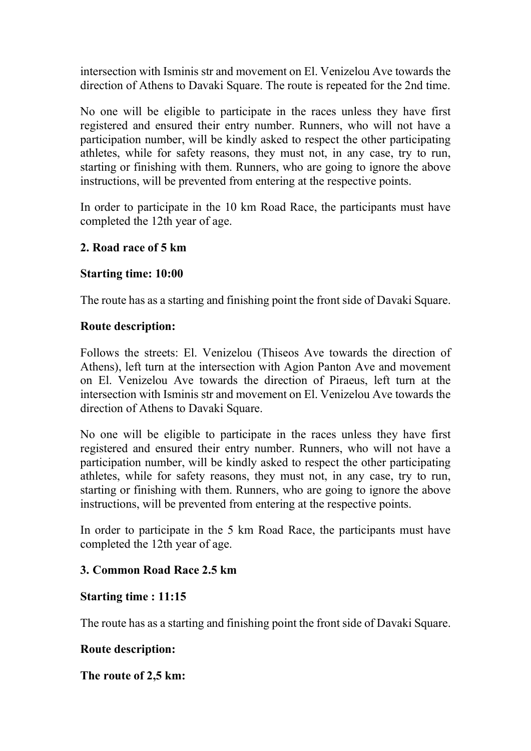intersection with Isminis str and movement on El. Venizelou Ave towards the direction of Athens to Davaki Square. The route is repeated for the 2nd time.

No one will be eligible to participate in the races unless they have first registered and ensured their entry number. Runners, who will not have a participation number, will be kindly asked to respect the other participating athletes, while for safety reasons, they must not, in any case, try to run, starting or finishing with them. Runners, who are going to ignore the above instructions, will be prevented from entering at the respective points.

In order to participate in the 10 km Road Race, the participants must have completed the 12th year of age.

**2. Road race of 5 km**

**Starting time: 10:00**

The route has as a starting and finishing point the front side of Davaki Square.

**Route description:**

Follows the streets: El. Venizelou (Thiseos Ave towards the direction of Athens), left turn at the intersection with Agion Panton Ave and movement on El. Venizelou Ave towards the direction of Piraeus, left turn at the intersection with Isminis str and movement on El. Venizelou Ave towards the direction of Athens to Davaki Square.

No one will be eligible to participate in the races unless they have first registered and ensured their entry number. Runners, who will not have a participation number, will be kindly asked to respect the other participating athletes, while for safety reasons, they must not, in any case, try to run, starting or finishing with them. Runners, who are going to ignore the above instructions, will be prevented from entering at the respective points.

In order to participate in the 5 km Road Race, the participants must have completed the 12th year of age.

**3. Common Road Race 2.5 km**

**Starting time : 11:15**

The route has as a starting and finishing point the front side of Davaki Square.

**Route description:**

**The route of 2,5 km:**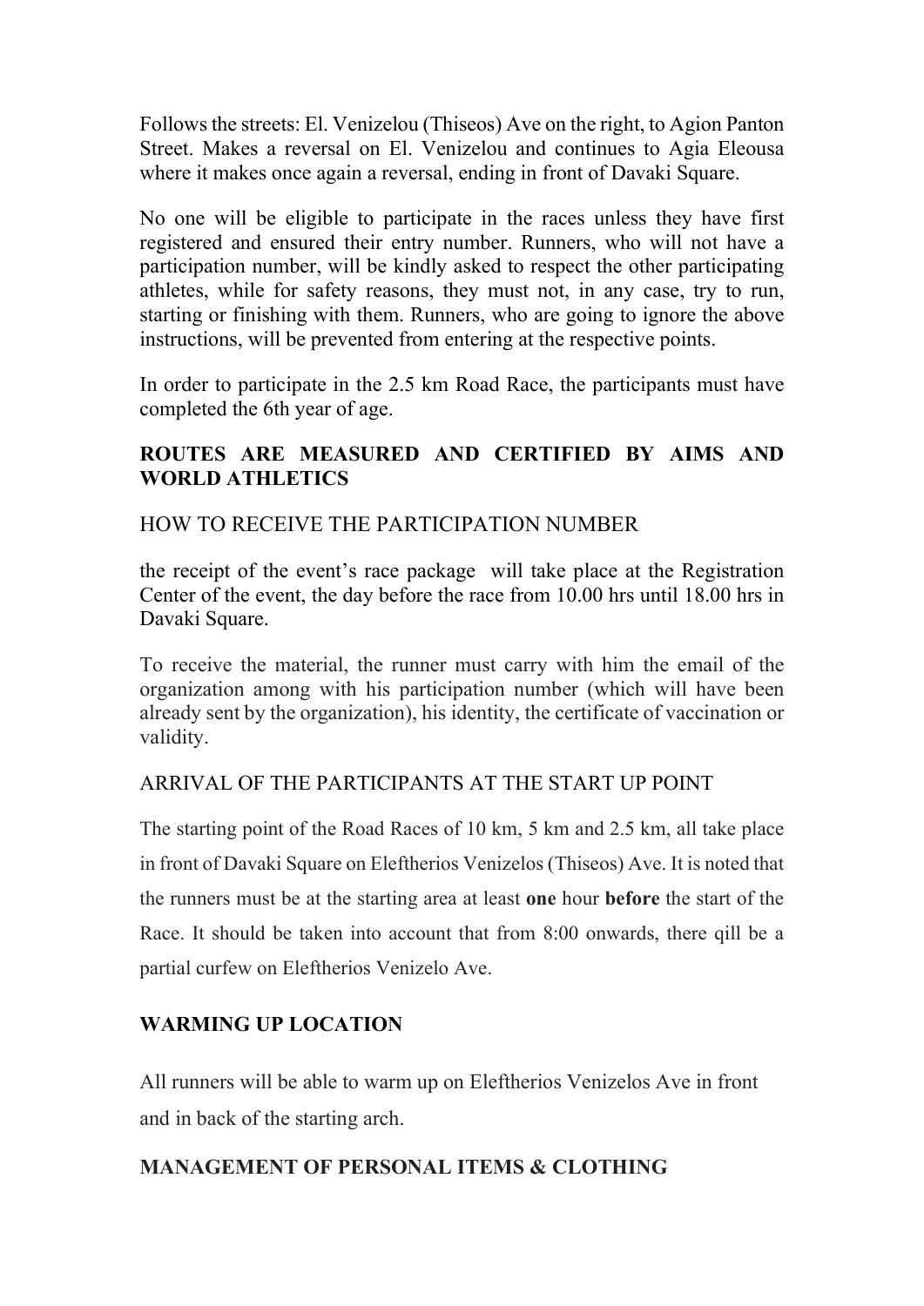Follows the streets: El. Venizelou (Thiseos) Ave on the right, to Agion Panton Street. Makes a reversal on El. Venizelou and continues to Agia Eleousa where it makes once again a reversal, ending in front of Davaki Square.

No one will be eligible to participate in the races unless they have first registered and ensured their entry number. Runners, who will not have a participation number, will be kindly asked to respect the other participating athletes, while for safety reasons, they must not, in any case, try to run, starting or finishing with them. Runners, who are going to ignore the above instructions, will be prevented from entering at the respective points.

In order to participate in the 2.5 km Road Race, the participants must have completed the 6th year of age.

**ROUTES ARE MEASURED AND CERTIFIED BY AIMS AND WORLD ATHLETICS**

HOW TO RECEIVE THE PARTICIPATION NUMBER

the receipt of the event's race package will take place at the Registration Center of the event, the day before the race from 10.00 hrs until 18.00 hrs in Davaki Square.

To receive the material, the runner must carry with him the email of the organization among with his participation number (which will have been already sent by the organization), his identity, the certificate of vaccination or validity.

ARRIVAL OF THE PARTICIPANTS AT THE START UP POINT

The starting point of the Road Races of 10 km, 5 km and 2.5 km, all take place in front of Davaki Square on Eleftherios Venizelos (Thiseos) Ave. It is noted that the runners must be at the starting area at least **one** hour **before** the start of the Race. It should be taken into account that from 8:00 onwards, there qill be a partial curfew on Eleftherios Venizelo Ave.

**WARMING UP LOCATION**

All runners will be able to warm up on Eleftherios Venizelos Ave in front and in back of the starting arch.

**MANAGEMENT OF PERSONAL ITEMS & CLOTHING**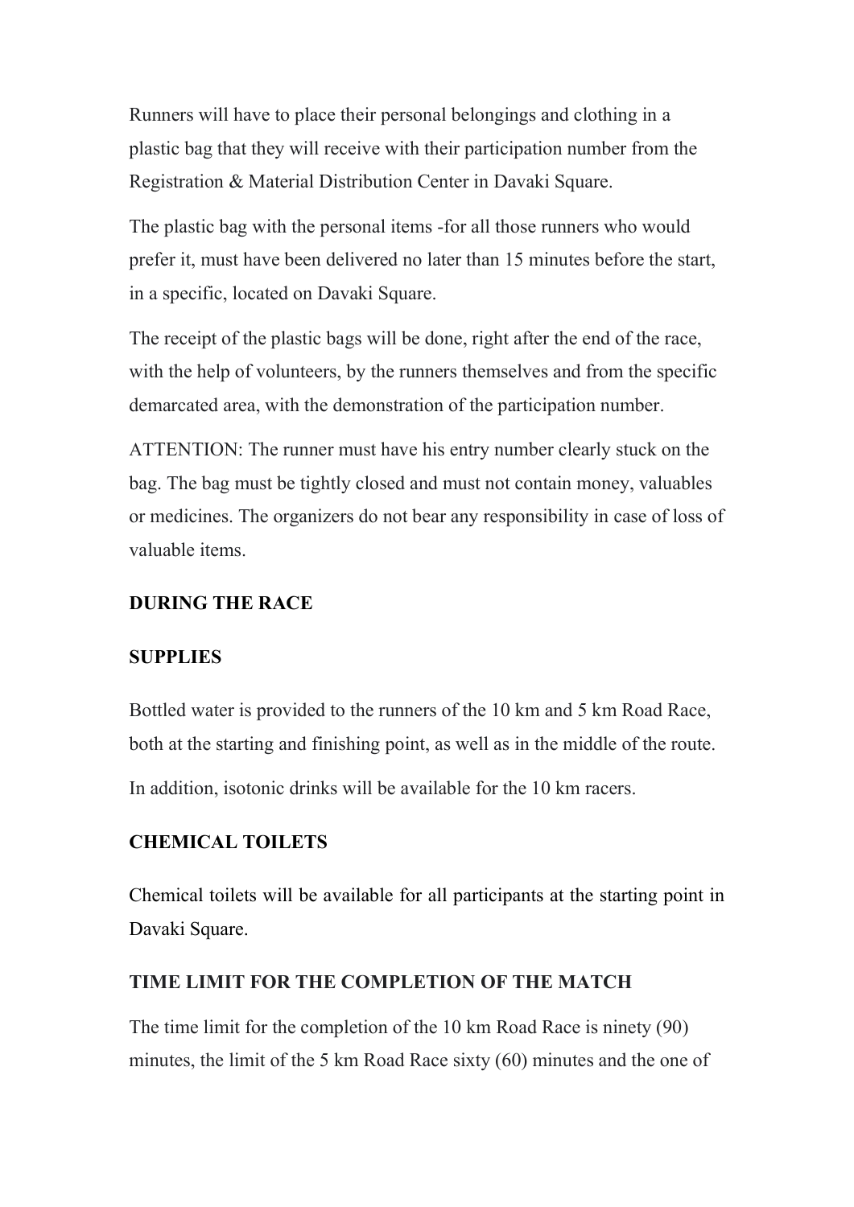Runners will have to place their personal belongings and clothing in a plastic bag that they will receive with their participation number from the Registration & Material Distribution Center in Davaki Square.

The plastic bag with the personal items -for all those runners who would prefer it, must have been delivered no later than 15 minutes before the start, in a specific, located on Davaki Square.

The receipt of the plastic bags will be done, right after the end of the race, with the help of volunteers, by the runners themselves and from the specific demarcated area, with the demonstration of the participation number.

ATTENTION: The runner must have his entry number clearly stuck on the bag. The bag must be tightly closed and must not contain money, valuables or medicines. The organizers do not bear any responsibility in case of loss of valuable items.

## DURING THE RACE

### SUPPLIES

Bottled water is provided to the runners of the 10 km and 5 km Road Race, both at the starting and finishing point, as well as in the middle of the route.

In addition, isotonic drinks will be available for the 10 km racers.

### CHEMICAL TOILETS

Chemical toilets will be available for all participants at the starting point in Davaki Square.

### TIME LIMIT FOR THE COMPLETION OF THE MATCH

The time limit for the completion of the 10 km Road Race is ninety (90) minutes, the limit of the 5 km Road Race sixty (60) minutes and the one of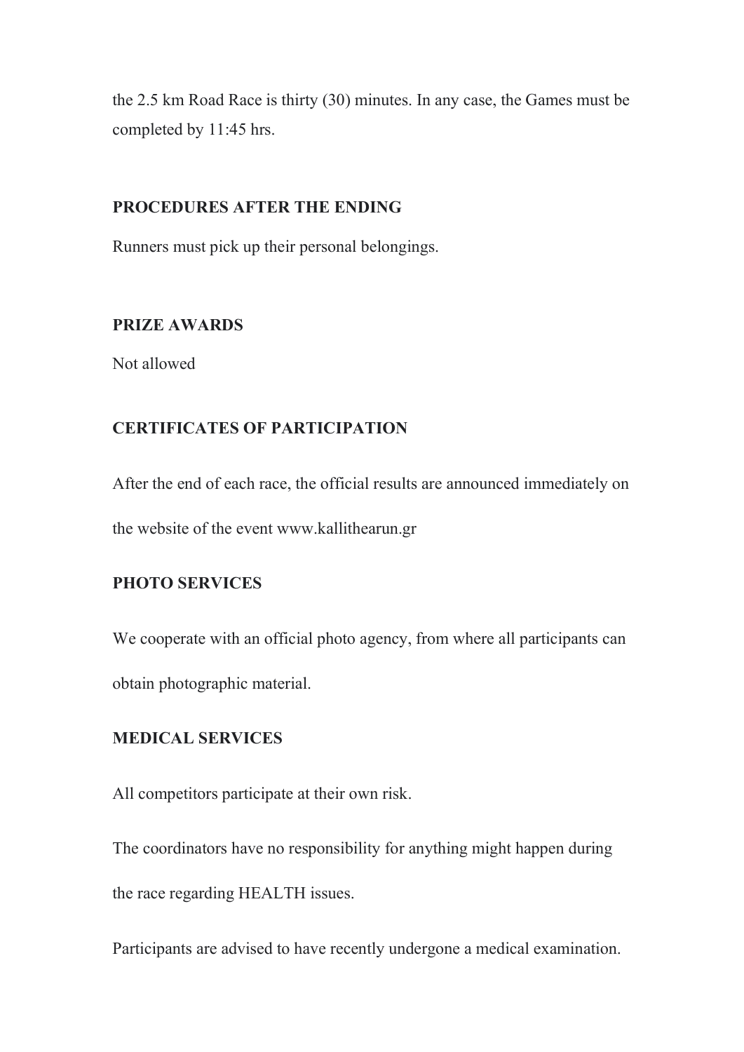the 2.5 km Road Race is thirty (30) minutes. In any case, the Games must be completed by 11:45 hrs.

## PROCEDURES AFTER THE ENDING

Runners must pick up their personal belongings.

## PRIZE AWARDS

Not allowed

## CERTIFICATES OF PARTICIPATION

After the end of each race, the official results are announced immediately on the website of the event www.kallithearun.gr

## PHOTO SERVICES

We cooperate with an official photo agency, from where all participants can obtain photographic material.

## MEDICAL SERVICES

All competitors participate at their own risk.

The coordinators have no responsibility for anything might happen during the race regarding HEALTH issues.

Participants are advised to have recently undergone a medical examination.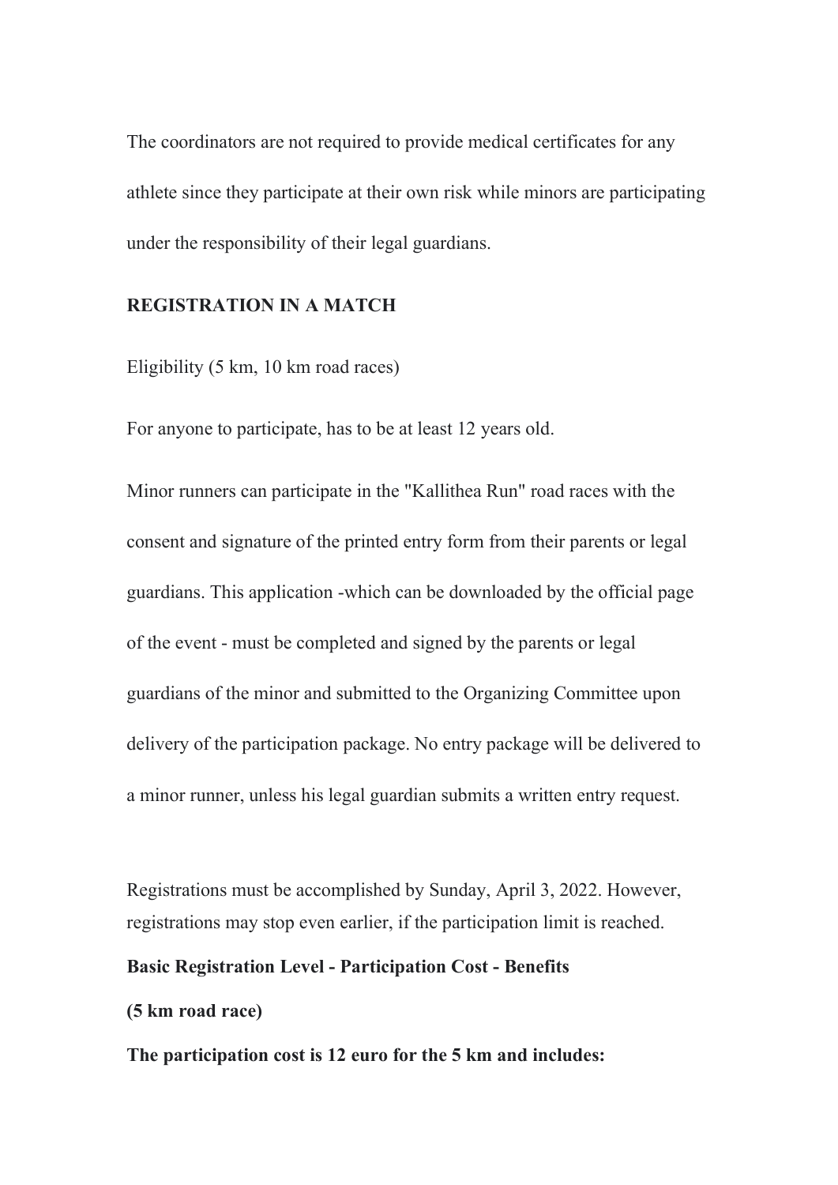The coordinators are not required to provide medical certificates for any athlete since they participate at their own risk while minors are participating under the responsibility of their legal guardians.

**REGISTRATION IN A MATCH**

Eligibility (5 km, 10 km road races)

For anyone to participate, has to be at least 12 years old.

Minor runners can participate in the "Kallithea Run" road races with the consent and signature of the printed entry form from their parents or legal guardians. This application -which can be downloaded by the official page of the event - must be completed and signed by the parents or legal guardians of the minor and submitted to the Organizing Committee upon delivery of the participation package. No entry package will be delivered to a minor runner, unless his legal guardian submits a written entry request.

Registrations must be accomplished by Sunday, April 3, 2022. However, registrations may stop even earlier, if the participation limit is reached.

**Basic Registration Level - Participation Cost - Benefits**

**(5 km road race)**

**The participation cost is 12 euro for the 5 km and includes:**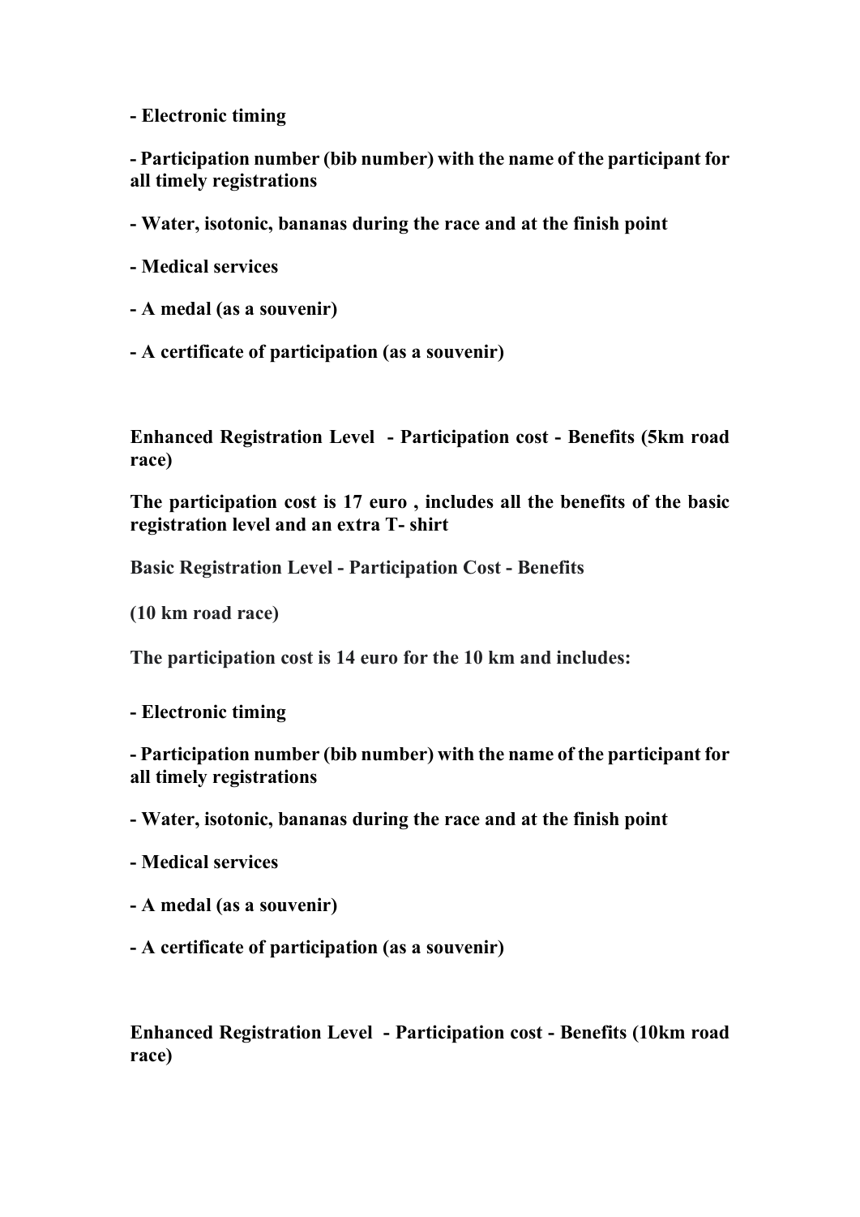**- Electronic timing**

**- Participation number (bib number) with the name of the participant for all timely registrations**

**- Water, isotonic, bananas during the race and at the finish point**

**- Medical services**

**- A medal (as a souvenir)**

**- A certificate of participation (as a souvenir)**

**Enhanced Registration Level - Participation cost - Benefits (5km road race)**

**The participation cost is 17 euro , includes all the benefits of the basic registration level and an extra T- shirt**

**Basic Registration Level - Participation Cost - Benefits**

**(10 km road race)**

**The participation cost is 14 euro for the 10 km and includes:**

**- Electronic timing**

**- Participation number (bib number) with the name of the participant for all timely registrations**

**- Water, isotonic, bananas during the race and at the finish point**

**- Medical services**

**- A medal (as a souvenir)**

**- A certificate of participation (as a souvenir)**

**Enhanced Registration Level - Participation cost - Benefits (10km road race)**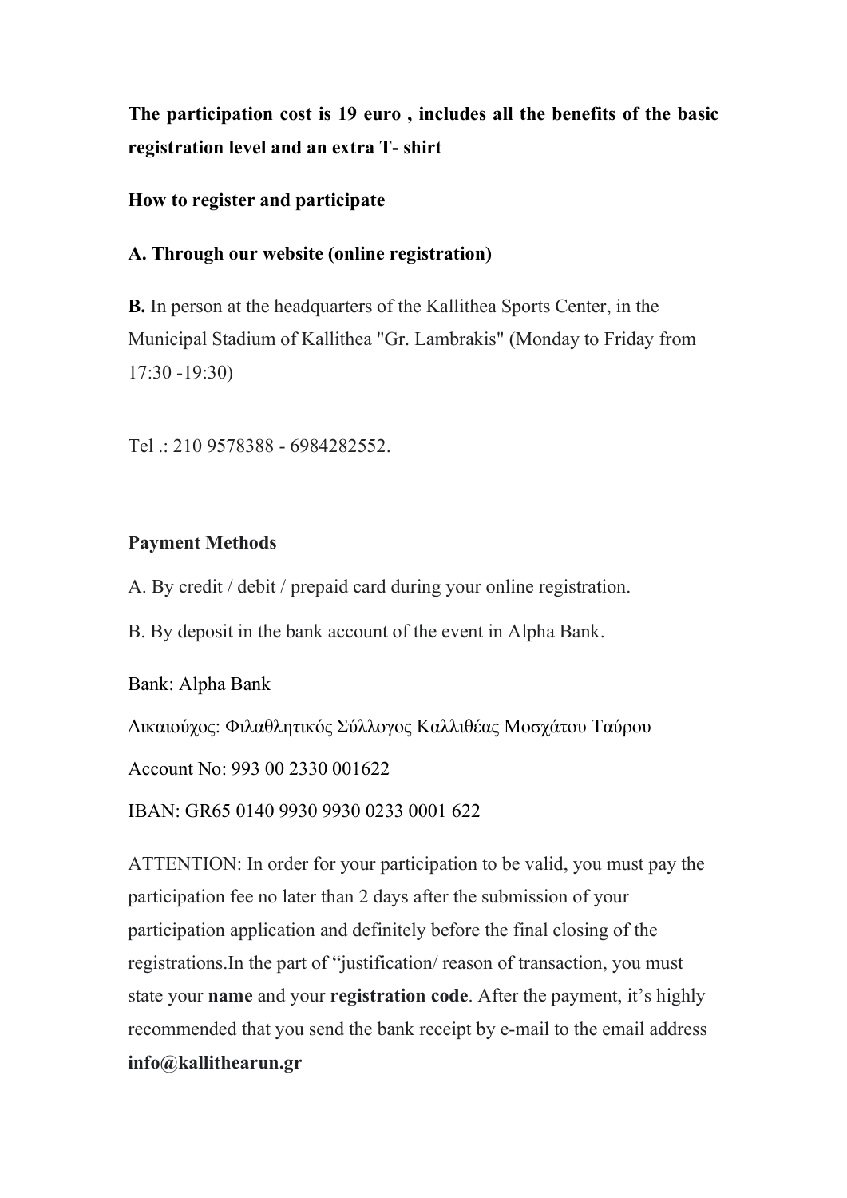**The participation cost is 19 euro , includes all the benefits of the basic registration level and an extra T- shirt**

**How to register and participate**

**A. Through our website (online registration)**

**B.** In person at the headquarters of the Kallithea Sports Center, in the Municipal Stadium of Kallithea "Gr. Lambrakis" (Monday to Friday from 17:30 -19:30)

Tel .: 210 9578388 - 6984282552.

**Payment Methods**

A. By credit / debit / prepaid card during your online registration.

B. By deposit in the bank account of the event in Alpha Bank.

Bank: Alpha Bank

Δικαιούχος: Φιλαθλητικός Σύλλογος Καλλιθέας Μοσχάτου Ταύρου

Account No: 993 00 2330 001622

IBAN: GR65 0140 9930 9930 0233 0001 622

ATTENTION: In order for your participation to be valid, you must pay the participation fee no later than 2 days after the submission of your participation application and definitely before the final closing of the registrations.In the part of "justification/ reason of transaction, you must state your **name** and your **registration code**. After the payment, it's highly recommended that you send the bank receipt by e-mail to the email address **info@kallithearun.gr**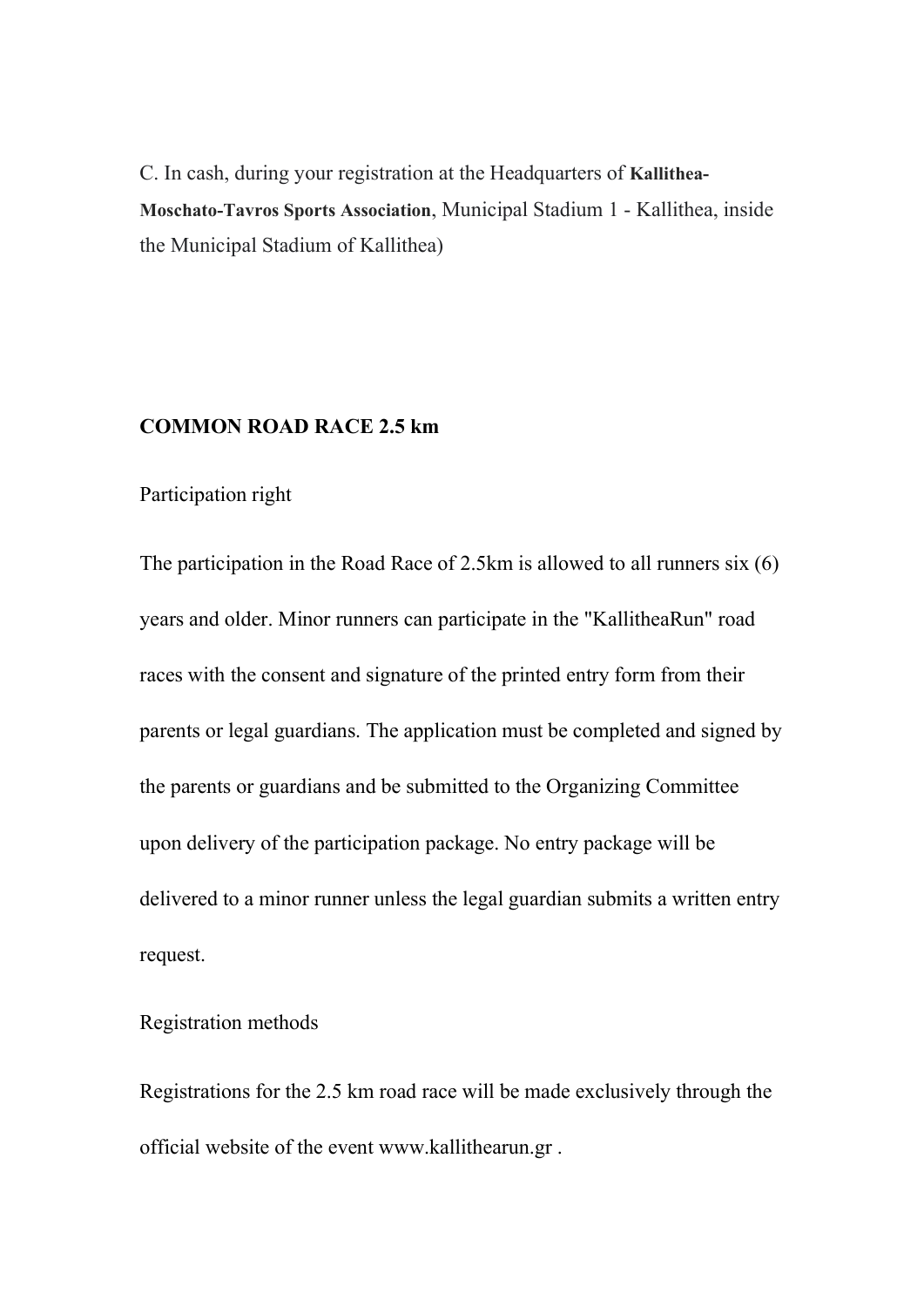C. In cash, during your registration at the Headquarters of **Kallithea-Moschato-Tavros Sports Association**, Municipal Stadium 1 - Kallithea, inside the Municipal Stadium of Kallithea)

**COMMON ROAD RACE 2.5 km**

Participation right

The participation in the Road Race of 2.5km is allowed to all runners six (6) years and older. Minor runners can participate in the "KallitheaRun" road races with the consent and signature of the printed entry form from their parents or legal guardians. The application must be completed and signed by the parents or guardians and be submitted to the Organizing Committee upon delivery of the participation package. No entry package will be delivered to a minor runner unless the legal guardian submits a written entry request.

Registration methods

Registrations for the 2.5 km road race will be made exclusively through the official website of the event www.kallithearun.gr .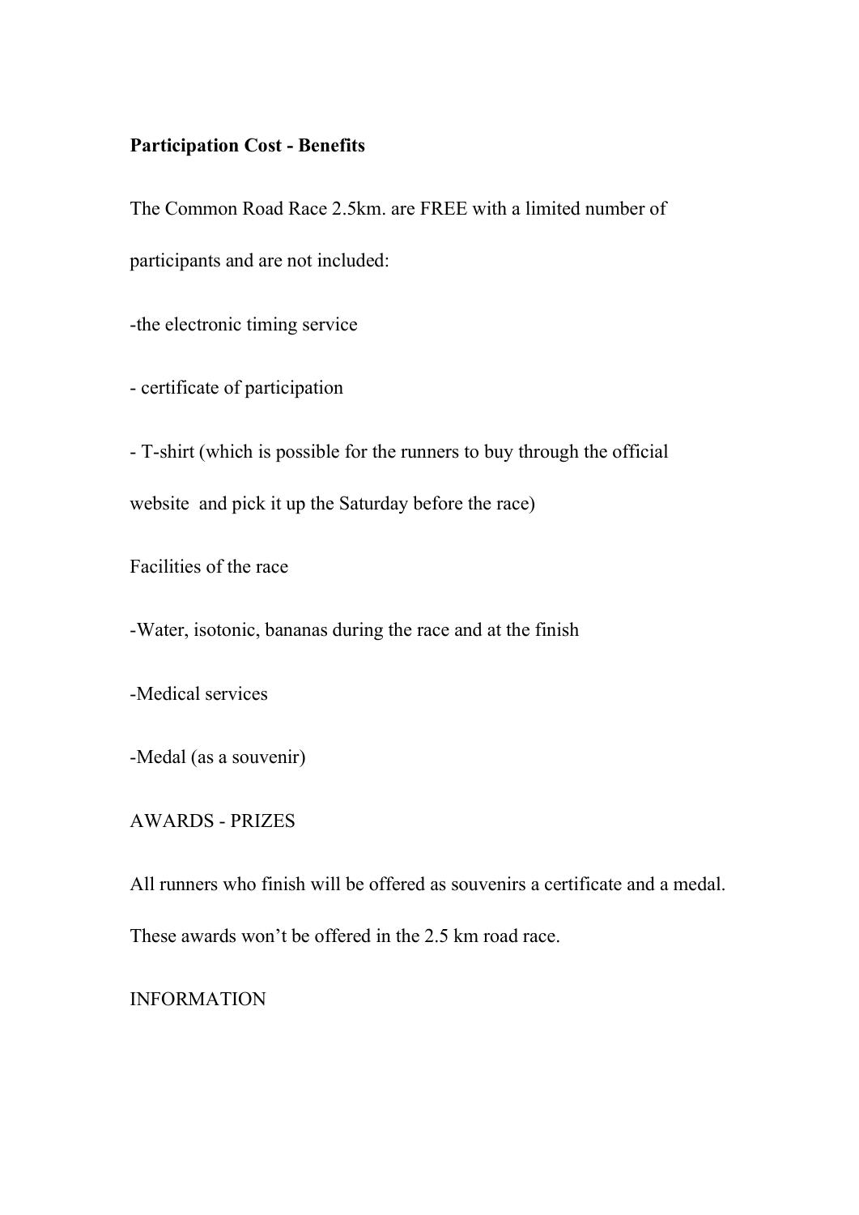**Participation Cost - Benefits**

The Common Road Race 2.5km. are FREE with a limited number of participants and are not included:

-the electronic timing service

- certificate of participation

- T-shirt (which is possible for the runners to buy through the official website and pick it up the Saturday before the race)

Facilities of the race

-Water, isotonic, bananas during the race and at the finish

-Medical services

-Medal (as a souvenir)

AWARDS - PRIZES

All runners who finish will be offered as souvenirs a certificate and a medal. These awards won't be offered in the 2.5 km road race.

INFORMATION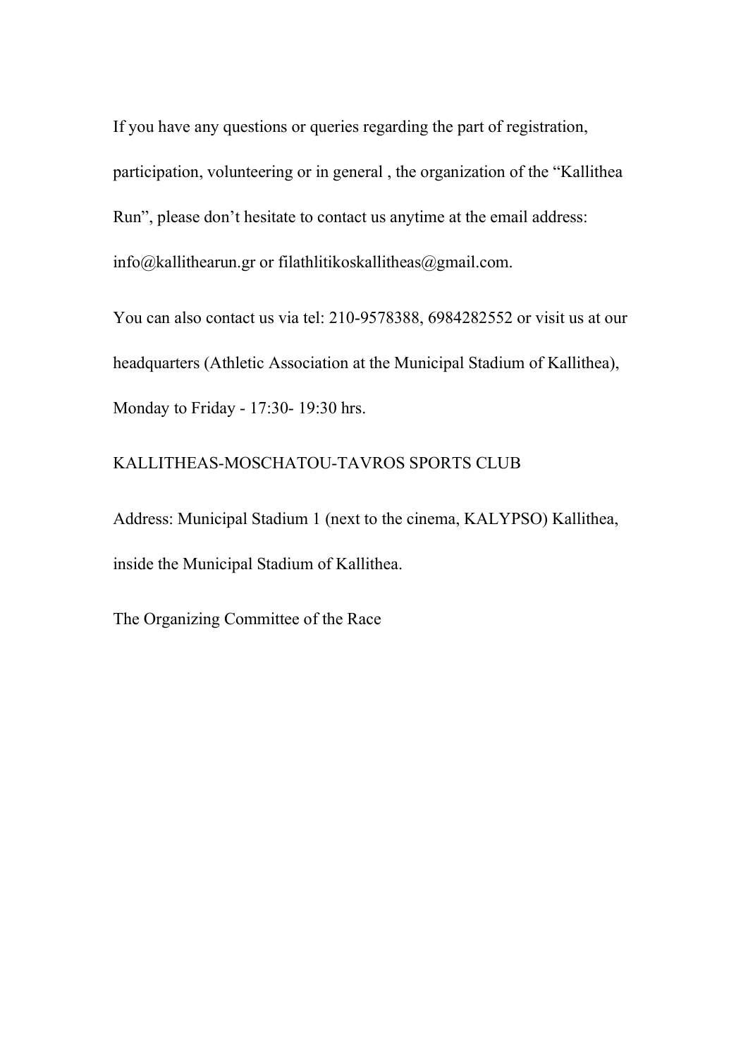If you have any questions or queries regarding the part of registration, participation, volunteering or in general , the organization of the "Kallithea Run", please don't hesitate to contact us anytime at the email address: info@kallithearun.gr or filathlitikoskallitheas@gmail.com.

You can also contact us via tel: 210-9578388, 6984282552 or visit us at our headquarters (Athletic Association at the Municipal Stadium of Kallithea), Monday to Friday - 17:30- 19:30 hrs.

KALLITHEAS-MOSCHATOU-TAVROS SPORTS CLUB

Address: Municipal Stadium 1 (next to the cinema, KALYPSO) Kallithea, inside the Municipal Stadium of Kallithea.

The Organizing Committee of the Race